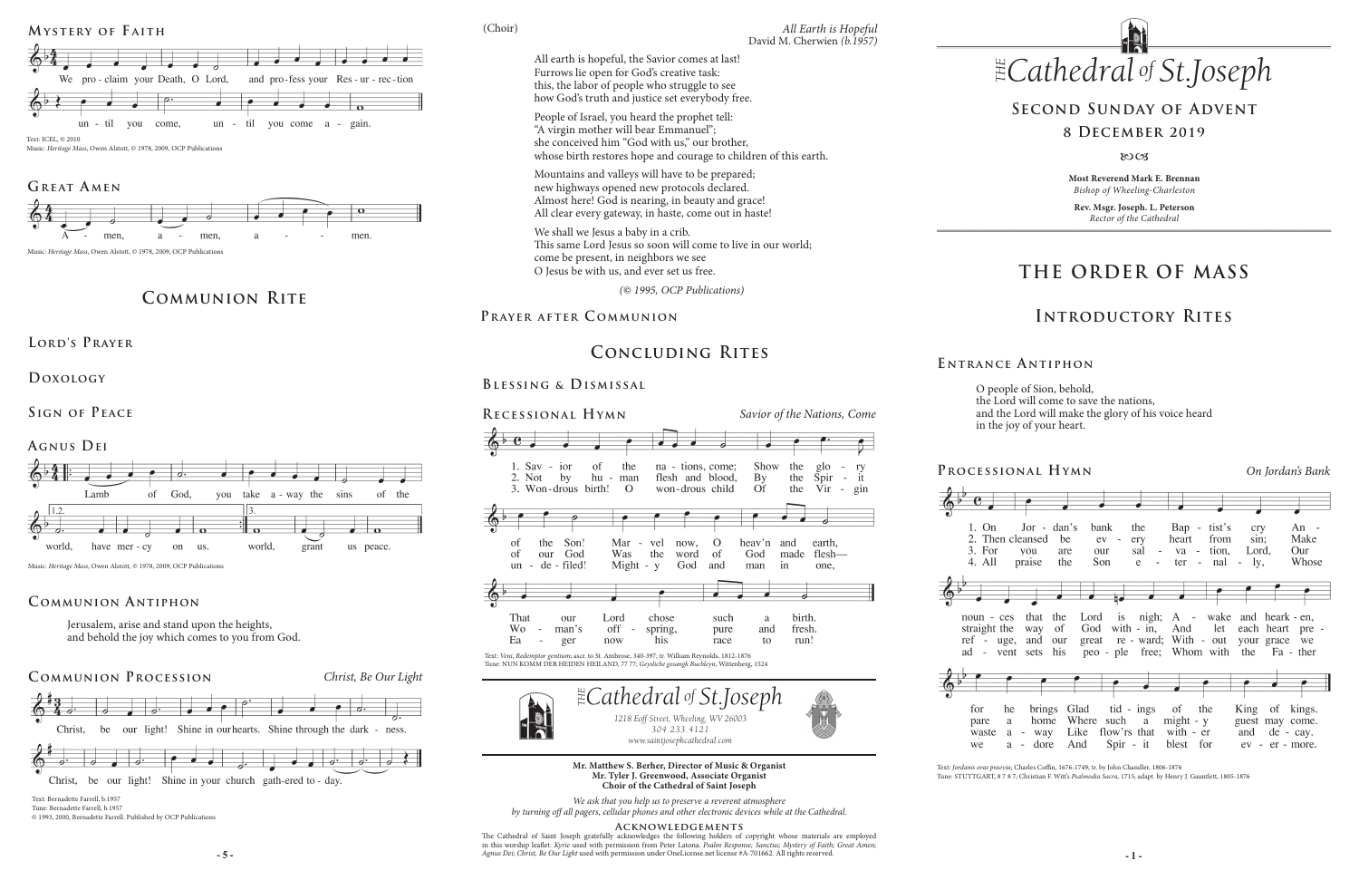### Mystery of Faith

We pro - claim your Death, O Lord, and pro - fess your Res - ur - rec - tion
un - til you come, un - til you come a - gain.

Text: ICEL, © 2010
Music: *Heritage Mass*, Owen Alstott, © 1978, 2009, OCP Publications

### Great Amen

A - men, a - men, a - - - men.

Music: *Heritage Mass*, Owen Alstott, © 1978, 2009, OCP Publications

## Communion Rite

### Lord's Prayer

### Doxology

### Sign of Peace

### Agnus Dei

Lamb of God, you take a - way the sins of the
1.2. world, have mer - cy on us. 3. world, grant us peace.

Music: *Heritage Mass*, Owen Alstott, © 1978, 2009, OCP Publications

### Communion Antiphon

Jerusalem, arise and stand upon the heights,
and behold the joy which comes to you from God.

### Communion Procession

*Christ, Be Our Light*

Christ, be our light! Shine in our hearts. Shine through the dark - ness.
Christ, be our light! Shine in your church gath-ered to - day.

Text: Bernadette Farrell, b.1957
Tune: Bernadette Farrell, b.1957
© 1993, 2000, Bernadette Farrell. Published by OCP Publications

(Choir)

*All Earth is Hopeful*
David M. Cherwien *(b.1957)*

All earth is hopeful, the Savior comes at last!
Furrows lie open for God's creative task:
this, the labor of people who struggle to see
how God's truth and justice set everybody free.

People of Israel, you heard the prophet tell:
"A virgin mother will bear Emmanuel";
she conceived him "God with us," our brother,
whose birth restores hope and courage to children of this earth.

Mountains and valleys will have to be prepared;
new highways opened new protocols declared.
Almost here! God is nearing, in beauty and grace!
All clear every gateway, in haste, come out in haste!

We shall we Jesus a baby in a crib.
This same Lord Jesus so soon will come to live in our world;
come be present, in neighbors we see
O Jesus be with us, and ever set us free.

*(© 1995, OCP Publications)*

### Prayer after Communion

## Concluding Rites

### Blessing & Dismissal

### Recessional Hymn

*Savior of the Nations, Come*

1. Sav - ior of the na - tions, come; Show the glo - ry of the Son! Mar - vel now, O heav'n and earth, That our Lord chose such a birth.
2. Not by hu - man flesh and blood, By the Spir - it of our God Was the word of God made flesh— Wo - man's off - spring, pure and fresh.
3. Won - drous birth! O won - drous child Of the Vir - gin un - de - filed! Might - y God and man in one, Ea - ger now his race to run!

Text: *Veni, Redemptor gentium*; ascr. to St. Ambrose, 340-397; tr. William Reynolds, 1812-1876
Tune: NUN KOMM DER HEIDEN HEILAND, 77 77; *Geystliche gesangk Buchleyn*, Wittenberg, 1524

*The* Cathedral *of* St. Joseph
*1218 Eoff Street, Wheeling, WV 26003*
*304.233.4121*
*www.saintjosephcathedral.com*

**Mr. Matthew S. Berher, Director of Music & Organist**
**Mr. Tyler J. Greenwood, Associate Organist**
**Choir of the Cathedral of Saint Joseph**

*We ask that you help us to preserve a reverent atmosphere by turning off all pagers, cellular phones and other electronic devices while at the Cathedral.*

### Acknowledgements

The Cathedral of Saint Joseph gratefully acknowledges the following holders of copyright whose materials are employed in this worship leaflet: *Kyrie* used with permission from Peter Latona. *Psalm Response; Sanctus; Mystery of Faith; Great Amen; Agnus Dei; Christ, Be Our Light* used with permission under OneLicense.net license #A-701662. All rights reserved.

# *The* Cathedral *of* St. Joseph

## Second Sunday of Advent

## 8 December 2019

**Most Reverend Mark E. Brennan**
*Bishop of Wheeling-Charleston*

**Rev. Msgr. Joseph. L. Peterson**
*Rector of the Cathedral*

# The Order of Mass

## Introductory Rites

### Entrance Antiphon

O people of Sion, behold,
the Lord will come to save the nations,
and the Lord will make the glory of his voice heard
in the joy of your heart.

### Processional Hymn

*On Jordan's Bank*

1. On Jor - dan's bank the Bap - tist's cry An - noun - ces that the Lord is nigh; A - wake and heark - en, for he brings Glad tid - ings of the King of kings.
2. Then cleansed be ev - ery heart from sin; Make straight the way of God with - in, And let each heart pre - pare a home Where such a might - y guest may come.
3. For you are our sal - va - tion, Lord, Our ref - uge, and our great re - ward; With - out your grace we waste a - way Like flow'rs that with - er and de - cay.
4. All praise the Son e - ter - nal - ly, Whose ad - vent sets his peo - ple free; Whom with the Fa - ther we a - dore And Spir - it blest for ev - er - more.

Text: *Jordanis oras praevia*; Charles Coffin, 1676-1749; tr. by John Chandler, 1806-1876
Tune: STUTTGART, 8 7 8 7; Christian F. Witt's *Psalmodia Sacra*, 1715; adapt. by Henry J. Gauntlett, 1805-1876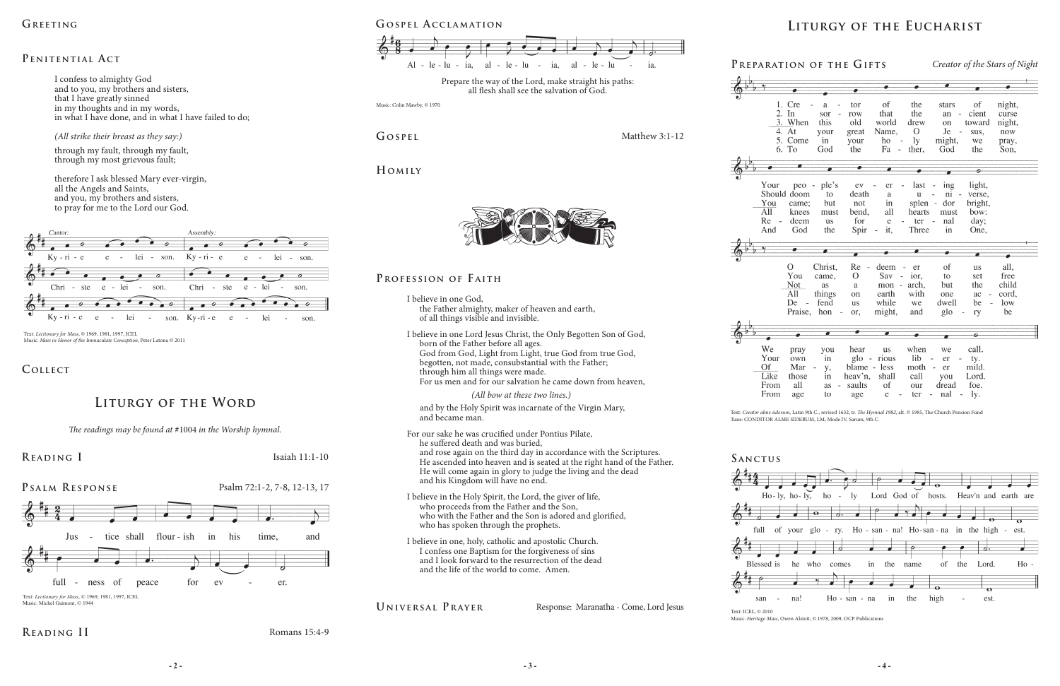## Greeting

## Penitential Act

I confess to almighty God
and to you, my brothers and sisters,
that I have greatly sinned
in my thoughts and in my words,
in what I have done, and in what I have failed to do;

*(All strike their breast as they say:)*

through my fault, through my fault,
through my most grievous fault;

therefore I ask blessed Mary ever-virgin,
all the Angels and Saints,
and you, my brothers and sisters,
to pray for me to the Lord our God.

*Cantor:* Ky - ri - e e - lei - son. *Assembly:* Ky - ri - e e - lei - son.
Chri - ste e - lei - son. Chri - ste e - lei - son.
Ky - ri - e e - lei - son. Ky - ri - e e - lei - son.

Text: *Lectionary for Mass*, © 1969, 1981, 1997, ICEL
Music: *Mass in Honor of the Immaculate Conception*, Peter Latona © 2011

## Collect

# Liturgy of the Word

*The readings may be found at #1004 in the Worship hymnal.*

## Reading I

Isaiah 11:1-10

## Psalm Response

Psalm 72:1-2, 7-8, 12-13, 17

Jus - tice shall flour - ish in his time, and full - ness of peace for ev - er.

Text: *Lectionary for Mass*, © 1969, 1981, 1997, ICEL
Music: Michel Guimont, © 1944

## Reading II

Romans 15:4-9

## Gospel Acclamation

Al - le - lu - ia, al - le - lu - ia, al - le - lu - ia.

Prepare the way of the Lord, make straight his paths:
all flesh shall see the salvation of God.

Music: Colin Mawby, © 1970

## Gospel

Matthew 3:1-12

## Homily

## Profession of Faith

I believe in one God,
the Father almighty, maker of heaven and earth,
of all things visible and invisible.

I believe in one Lord Jesus Christ, the Only Begotten Son of God,
born of the Father before all ages.
God from God, Light from Light, true God from true God,
begotten, not made, consubstantial with the Father;
through him all things were made.
For us men and for our salvation he came down from heaven,

*(All bow at these two lines.)*

and by the Holy Spirit was incarnate of the Virgin Mary,
and became man.

For our sake he was crucified under Pontius Pilate,
he suffered death and was buried,
and rose again on the third day in accordance with the Scriptures.
He ascended into heaven and is seated at the right hand of the Father.
He will come again in glory to judge the living and the dead
and his Kingdom will have no end.

I believe in the Holy Spirit, the Lord, the giver of life,
who proceeds from the Father and the Son,
who with the Father and the Son is adored and glorified,
who has spoken through the prophets.

I believe in one, holy, catholic and apostolic Church.
I confess one Baptism for the forgiveness of sins
and I look forward to the resurrection of the dead
and the life of the world to come. Amen.

## Universal Prayer

Response: Maranatha - Come, Lord Jesus

# Liturgy of the Eucharist

## Preparation of the Gifts

*Creator of the Stars of Night*

1. Creator of the stars of night, Your people's everlasting light, O Christ, Redeemer of us all, We pray you hear us when we call.
2. In sorrow that the ancient curse Should doom to death a universe, You came, O Savior, to set free Your own in glorious liberty.
3. When this old world drew on toward night, You came; but not in splendor bright, Not as a monarch, but the child Of Mary, blameless mother mild.
4. At your great Name, O Jesus, now All knees must bend, all hearts must bow: All things on earth with one accord, Like those in heav'n, shall call you Lord.
5. Come in your holy might, we pray, Redeem us for eternal day; Defend us while we dwell below From all assaults of our dread foe.
6. To God the Father, God the Son, And God the Spirit, Three in One, Praise, honor, might, and glory be From age to age eternally.

Text: *Creator alme siderum*, Latin 9th C., revised 1632; tr. *The Hymnal 1982*, alt. © 1985, The Church Pension Fund
Tune: CONDITOR ALME SIDERUM, LM; Mode IV, Sarum, 9th C.

## Sanctus

Ho - ly, ho - ly, ho - ly Lord God of hosts. Heav'n and earth are full of your glo - ry. Ho - san - na! Ho - san - na in the high - est. Blessed is he who comes in the name of the Lord. Ho - san - na! Ho - san - na in the high - est.

Text: ICEL, © 2010
Music: *Heritage Mass*, Owen Alstott, © 1978, 2009, OCP Publications